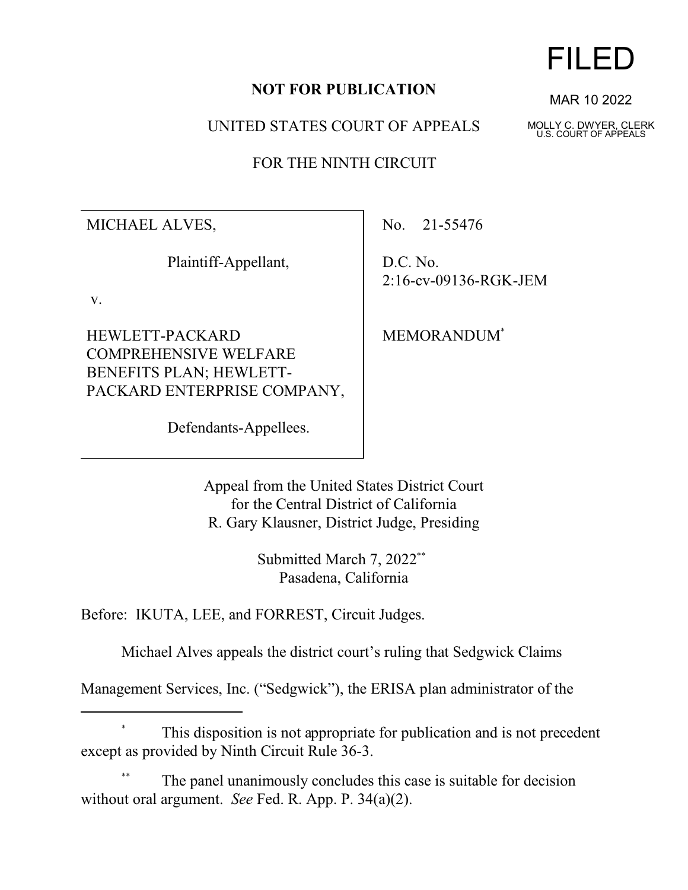FILED

MAR 10 2022

MOLLY C. DWYER, CLERK
U.S. COURT OF APPEALS

**NOT FOR PUBLICATION**

UNITED STATES COURT OF APPEALS

FOR THE NINTH CIRCUIT

| | |
|---|---|
| MICHAEL ALVES,<br><br>Plaintiff-Appellant,<br><br>v.<br><br>HEWLETT-PACKARD COMPREHENSIVE WELFARE BENEFITS PLAN; HEWLETT-PACKARD ENTERPRISE COMPANY,<br><br>Defendants-Appellees. | No. 21-55476<br><br>D.C. No. 2:16-cv-09136-RGK-JEM<br><br>MEMORANDUM[*] |

Appeal from the United States District Court
for the Central District of California
R. Gary Klausner, District Judge, Presiding

Submitted March 7, 2022[**]
Pasadena, California

Before: IKUTA, LEE, and FORREST, Circuit Judges.

Michael Alves appeals the district court's ruling that Sedgwick Claims Management Services, Inc. ("Sedgwick"), the ERISA plan administrator of the

---

[*] This disposition is not appropriate for publication and is not precedent except as provided by Ninth Circuit Rule 36-3.

[**] The panel unanimously concludes this case is suitable for decision without oral argument. *See* Fed. R. App. P. 34(a)(2).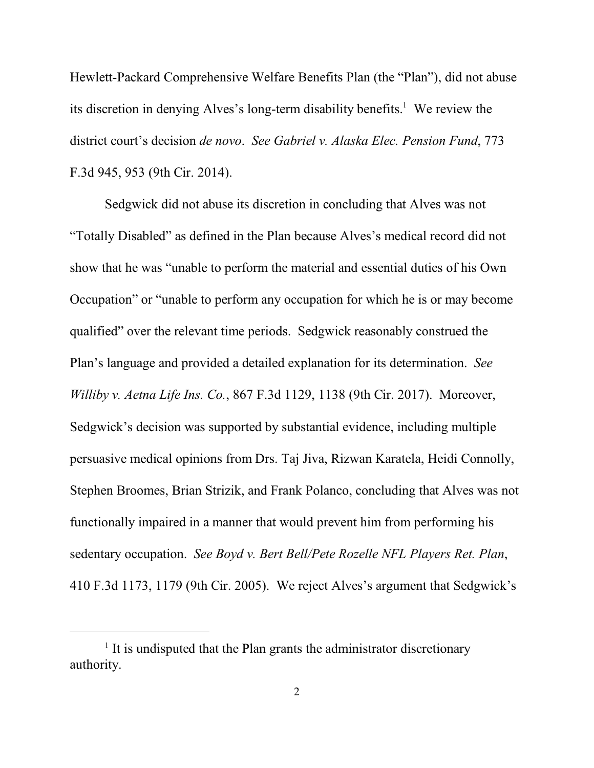Hewlett-Packard Comprehensive Welfare Benefits Plan (the "Plan"), did not abuse its discretion in denying Alves's long-term disability benefits.[1] We review the district court's decision *de novo*. *See Gabriel v. Alaska Elec. Pension Fund*, 773 F.3d 945, 953 (9th Cir. 2014).

Sedgwick did not abuse its discretion in concluding that Alves was not "Totally Disabled" as defined in the Plan because Alves's medical record did not show that he was "unable to perform the material and essential duties of his Own Occupation" or "unable to perform any occupation for which he is or may become qualified" over the relevant time periods. Sedgwick reasonably construed the Plan's language and provided a detailed explanation for its determination. *See Williby v. Aetna Life Ins. Co.*, 867 F.3d 1129, 1138 (9th Cir. 2017). Moreover, Sedgwick's decision was supported by substantial evidence, including multiple persuasive medical opinions from Drs. Taj Jiva, Rizwan Karatela, Heidi Connolly, Stephen Broomes, Brian Strizik, and Frank Polanco, concluding that Alves was not functionally impaired in a manner that would prevent him from performing his sedentary occupation. *See Boyd v. Bert Bell/Pete Rozelle NFL Players Ret. Plan*, 410 F.3d 1173, 1179 (9th Cir. 2005). We reject Alves's argument that Sedgwick's

---

[1] It is undisputed that the Plan grants the administrator discretionary authority.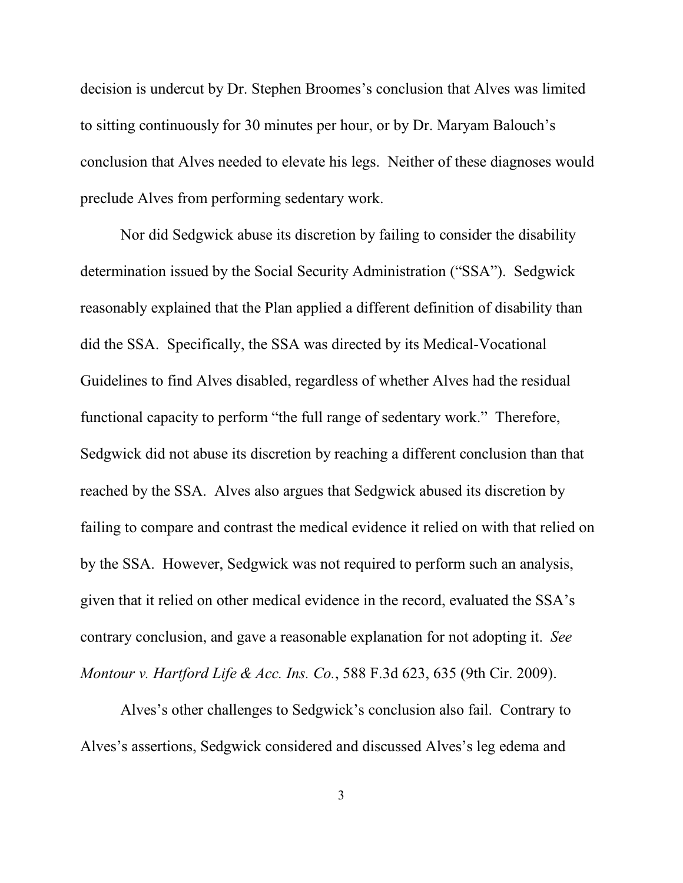decision is undercut by Dr. Stephen Broomes's conclusion that Alves was limited to sitting continuously for 30 minutes per hour, or by Dr. Maryam Balouch's conclusion that Alves needed to elevate his legs. Neither of these diagnoses would preclude Alves from performing sedentary work.

Nor did Sedgwick abuse its discretion by failing to consider the disability determination issued by the Social Security Administration ("SSA"). Sedgwick reasonably explained that the Plan applied a different definition of disability than did the SSA. Specifically, the SSA was directed by its Medical-Vocational Guidelines to find Alves disabled, regardless of whether Alves had the residual functional capacity to perform "the full range of sedentary work." Therefore, Sedgwick did not abuse its discretion by reaching a different conclusion than that reached by the SSA. Alves also argues that Sedgwick abused its discretion by failing to compare and contrast the medical evidence it relied on with that relied on by the SSA. However, Sedgwick was not required to perform such an analysis, given that it relied on other medical evidence in the record, evaluated the SSA's contrary conclusion, and gave a reasonable explanation for not adopting it. *See Montour v. Hartford Life & Acc. Ins. Co.*, 588 F.3d 623, 635 (9th Cir. 2009).

Alves's other challenges to Sedgwick's conclusion also fail. Contrary to Alves's assertions, Sedgwick considered and discussed Alves's leg edema and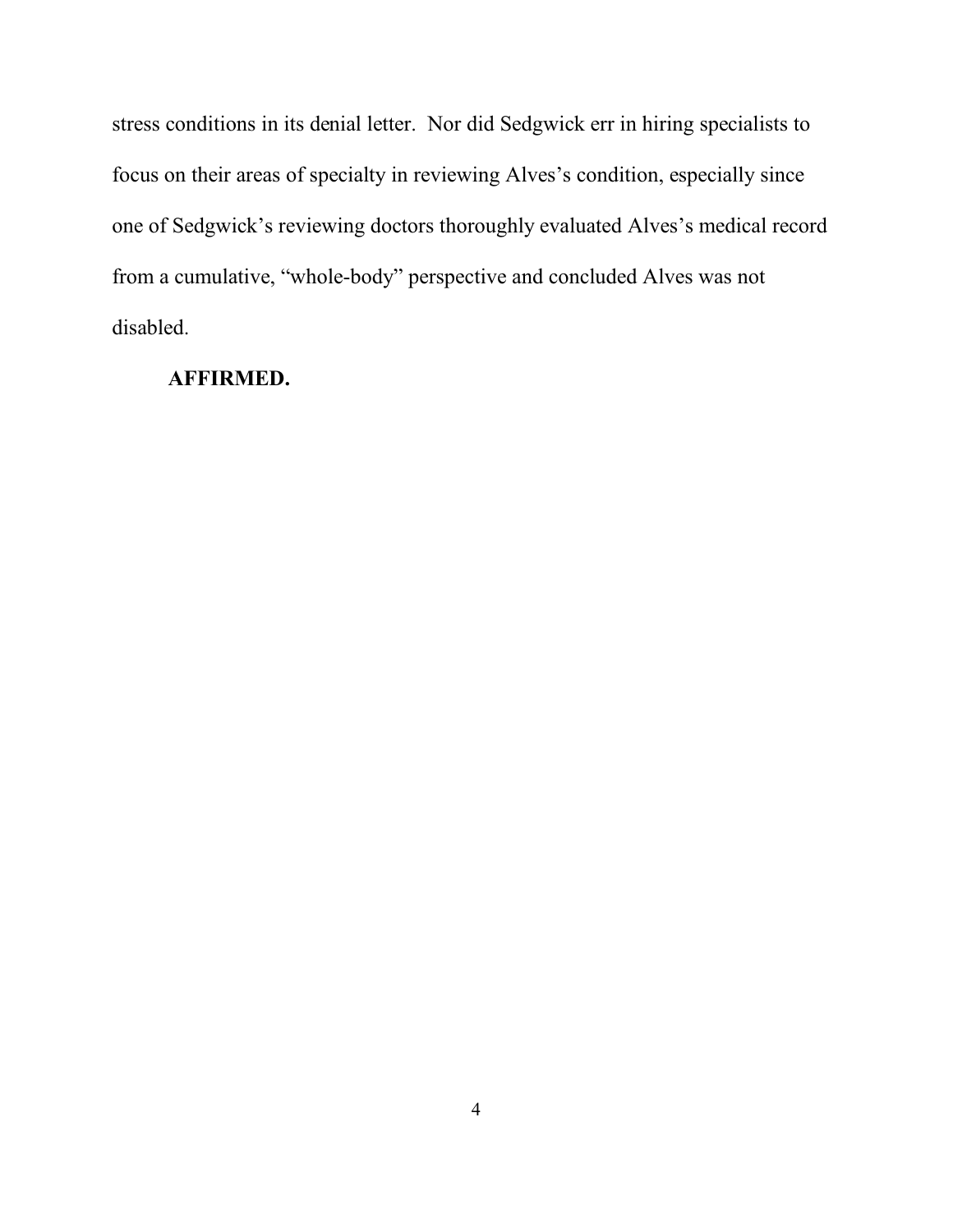stress conditions in its denial letter. Nor did Sedgwick err in hiring specialists to focus on their areas of specialty in reviewing Alves's condition, especially since one of Sedgwick's reviewing doctors thoroughly evaluated Alves's medical record from a cumulative, "whole-body" perspective and concluded Alves was not disabled.

**AFFIRMED.**